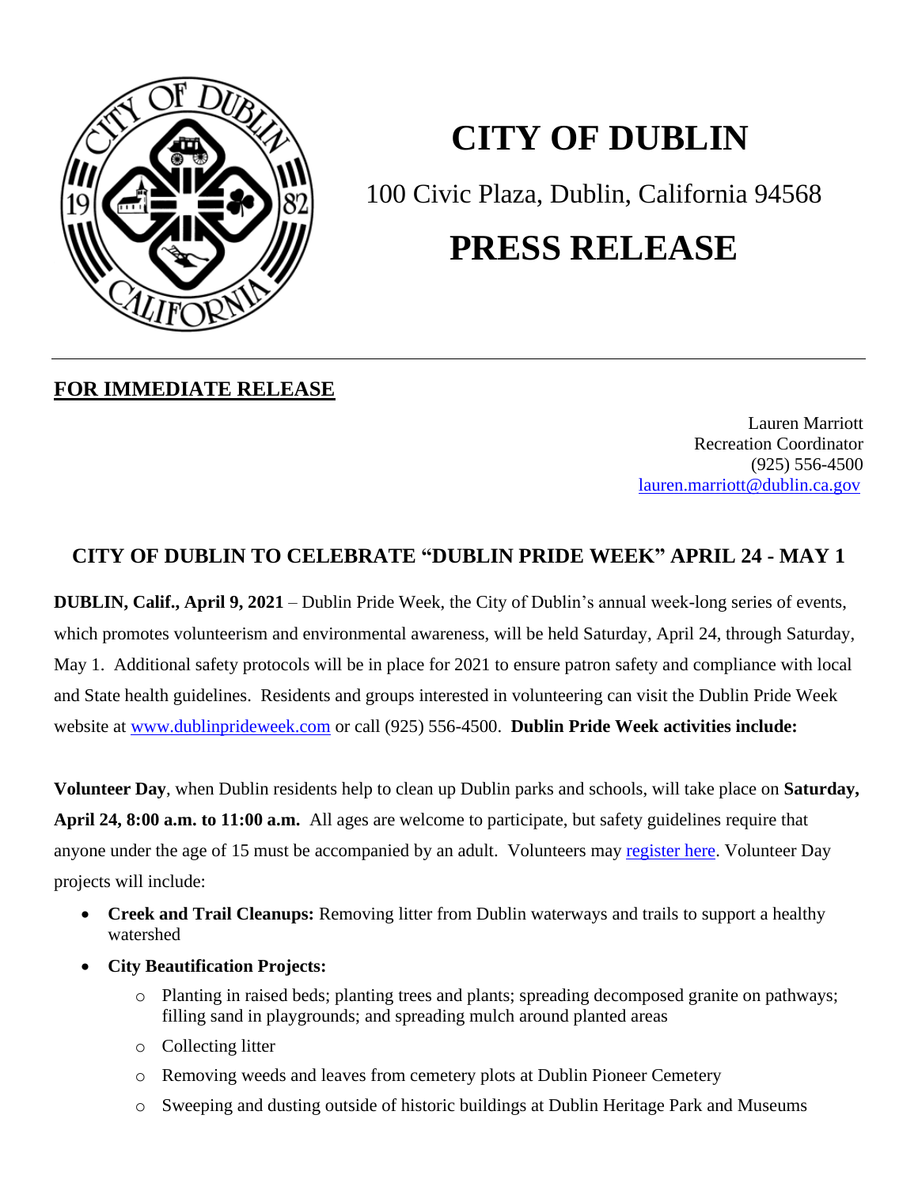# CITY OF DUBLIN

100 Civic Plaza, Dublin, California 94568

# PRESS RELEASE

**FOR IMMEDIATE RELEASE**

Lauren Marriott
Recreation Coordinator
(925) 556-4500
lauren.marriott@dublin.ca.gov

## CITY OF DUBLIN TO CELEBRATE "DUBLIN PRIDE WEEK" APRIL 24 - MAY 1

**DUBLIN, Calif., April 9, 2021** – Dublin Pride Week, the City of Dublin's annual week-long series of events, which promotes volunteerism and environmental awareness, will be held Saturday, April 24, through Saturday, May 1. Additional safety protocols will be in place for 2021 to ensure patron safety and compliance with local and State health guidelines. Residents and groups interested in volunteering can visit the Dublin Pride Week website at www.dublinprideweek.com or call (925) 556-4500. **Dublin Pride Week activities include:**

**Volunteer Day**, when Dublin residents help to clean up Dublin parks and schools, will take place on **Saturday, April 24, 8:00 a.m. to 11:00 a.m.** All ages are welcome to participate, but safety guidelines require that anyone under the age of 15 must be accompanied by an adult. Volunteers may register here. Volunteer Day projects will include:

- **Creek and Trail Cleanups:** Removing litter from Dublin waterways and trails to support a healthy watershed
- **City Beautification Projects:**
  - Planting in raised beds; planting trees and plants; spreading decomposed granite on pathways; filling sand in playgrounds; and spreading mulch around planted areas
  - Collecting litter
  - Removing weeds and leaves from cemetery plots at Dublin Pioneer Cemetery
  - Sweeping and dusting outside of historic buildings at Dublin Heritage Park and Museums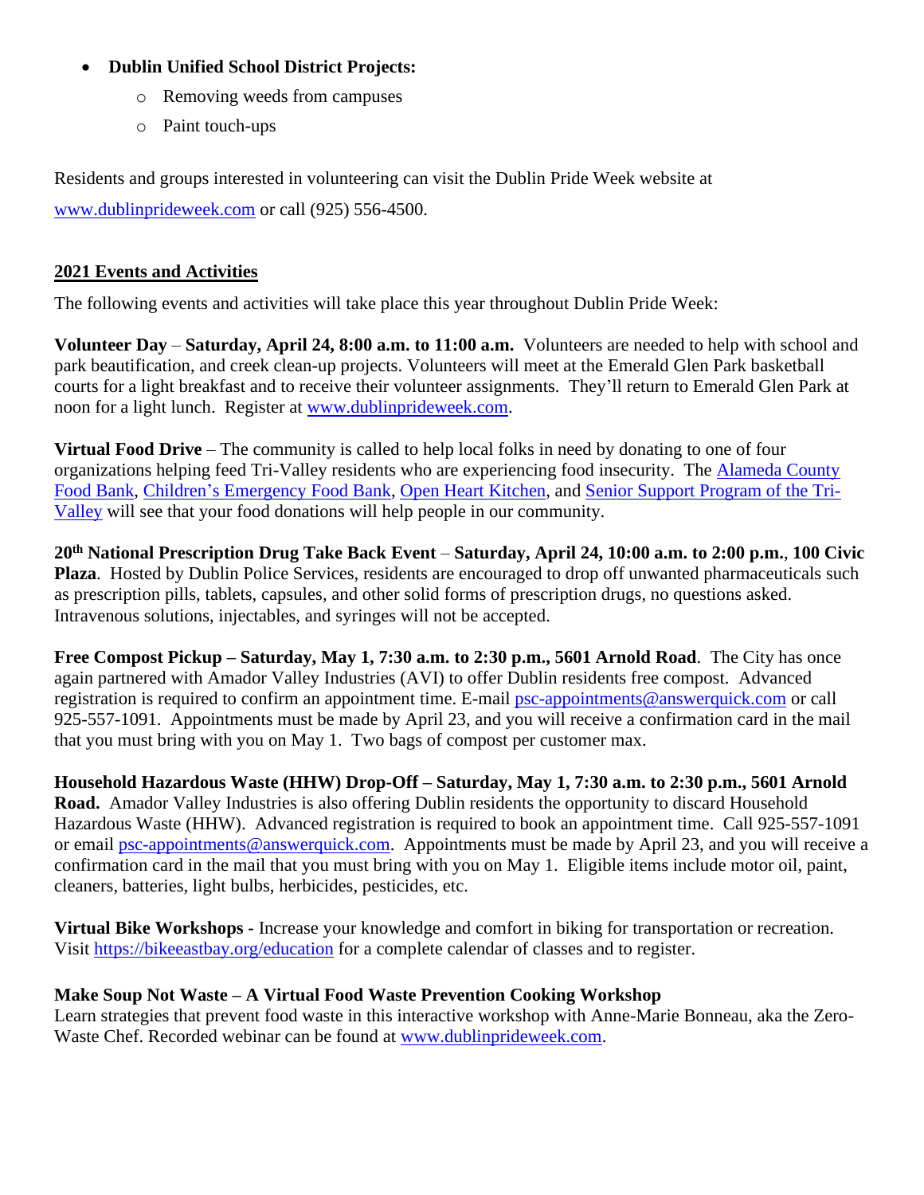- **Dublin Unified School District Projects:**
  - Removing weeds from campuses
  - Paint touch-ups

Residents and groups interested in volunteering can visit the Dublin Pride Week website at [www.dublinprideweek.com](www.dublinprideweek.com) or call (925) 556-4500.

## 2021 Events and Activities

The following events and activities will take place this year throughout Dublin Pride Week:

**Volunteer Day** – **Saturday, April 24, 8:00 a.m. to 11:00 a.m.** Volunteers are needed to help with school and park beautification, and creek clean-up projects. Volunteers will meet at the Emerald Glen Park basketball courts for a light breakfast and to receive their volunteer assignments. They'll return to Emerald Glen Park at noon for a light lunch. Register at [www.dublinprideweek.com](www.dublinprideweek.com).

**Virtual Food Drive** – The community is called to help local folks in need by donating to one of four organizations helping feed Tri-Valley residents who are experiencing food insecurity. The Alameda County Food Bank, Children's Emergency Food Bank, Open Heart Kitchen, and Senior Support Program of the Tri-Valley will see that your food donations will help people in our community.

**20th National Prescription Drug Take Back Event** – **Saturday, April 24, 10:00 a.m. to 2:00 p.m.**, **100 Civic Plaza**. Hosted by Dublin Police Services, residents are encouraged to drop off unwanted pharmaceuticals such as prescription pills, tablets, capsules, and other solid forms of prescription drugs, no questions asked. Intravenous solutions, injectables, and syringes will not be accepted.

**Free Compost Pickup – Saturday, May 1, 7:30 a.m. to 2:30 p.m., 5601 Arnold Road**. The City has once again partnered with Amador Valley Industries (AVI) to offer Dublin residents free compost. Advanced registration is required to confirm an appointment time. E-mail psc-appointments@answerquick.com or call 925-557-1091. Appointments must be made by April 23, and you will receive a confirmation card in the mail that you must bring with you on May 1. Two bags of compost per customer max.

**Household Hazardous Waste (HHW) Drop-Off – Saturday, May 1, 7:30 a.m. to 2:30 p.m., 5601 Arnold Road.** Amador Valley Industries is also offering Dublin residents the opportunity to discard Household Hazardous Waste (HHW). Advanced registration is required to book an appointment time. Call 925-557-1091 or email psc-appointments@answerquick.com. Appointments must be made by April 23, and you will receive a confirmation card in the mail that you must bring with you on May 1. Eligible items include motor oil, paint, cleaners, batteries, light bulbs, herbicides, pesticides, etc.

**Virtual Bike Workshops -** Increase your knowledge and comfort in biking for transportation or recreation. Visit [https://bikeeastbay.org/education](https://bikeeastbay.org/education) for a complete calendar of classes and to register.

**Make Soup Not Waste – A Virtual Food Waste Prevention Cooking Workshop**
Learn strategies that prevent food waste in this interactive workshop with Anne-Marie Bonneau, aka the Zero-Waste Chef. Recorded webinar can be found at [www.dublinprideweek.com](www.dublinprideweek.com).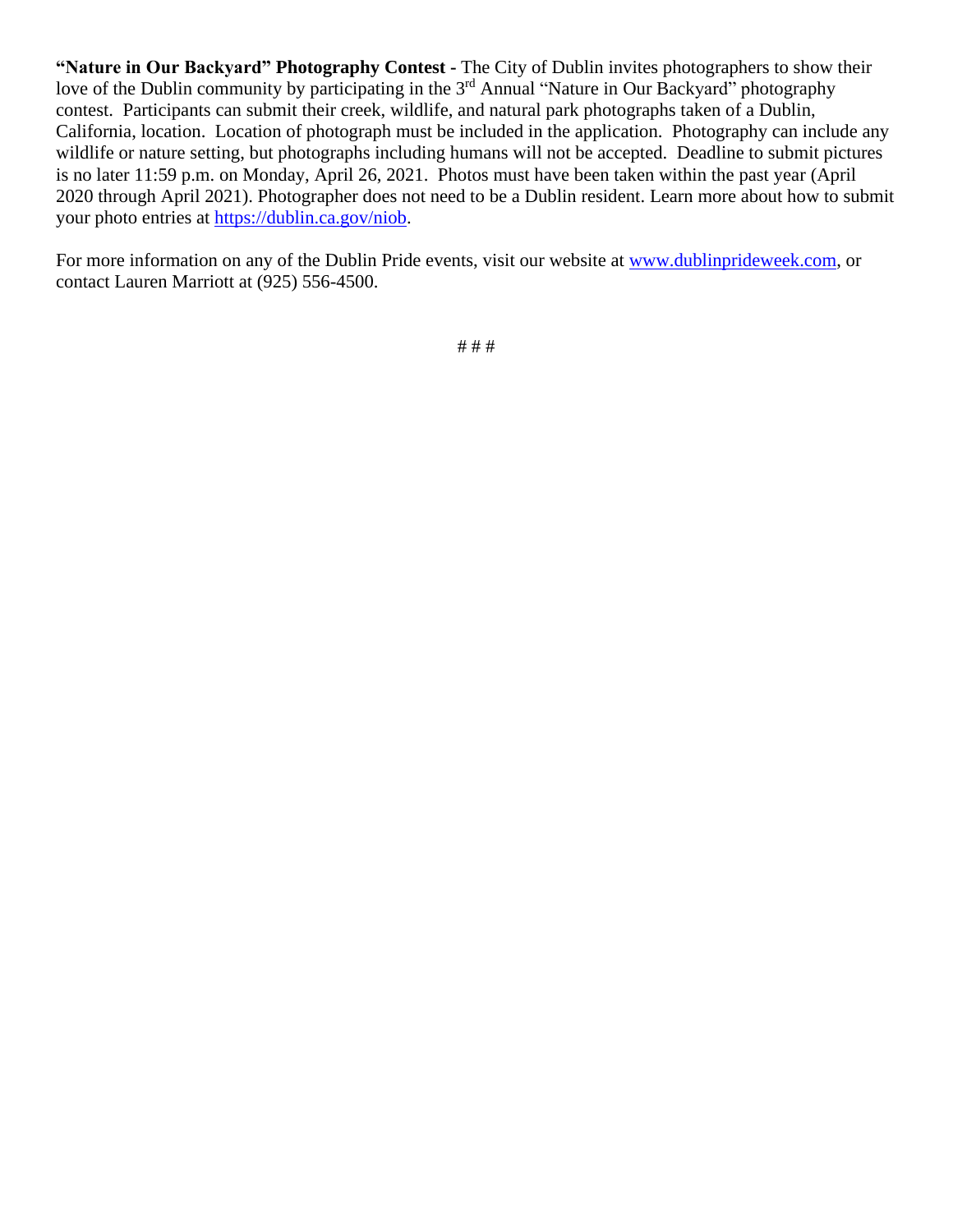**"Nature in Our Backyard" Photography Contest -** The City of Dublin invites photographers to show their love of the Dublin community by participating in the 3rd Annual "Nature in Our Backyard" photography contest. Participants can submit their creek, wildlife, and natural park photographs taken of a Dublin, California, location. Location of photograph must be included in the application. Photography can include any wildlife or nature setting, but photographs including humans will not be accepted. Deadline to submit pictures is no later 11:59 p.m. on Monday, April 26, 2021. Photos must have been taken within the past year (April 2020 through April 2021). Photographer does not need to be a Dublin resident. Learn more about how to submit your photo entries at https://dublin.ca.gov/niob.

For more information on any of the Dublin Pride events, visit our website at www.dublinprideweek.com, or contact Lauren Marriott at (925) 556-4500.

# # #